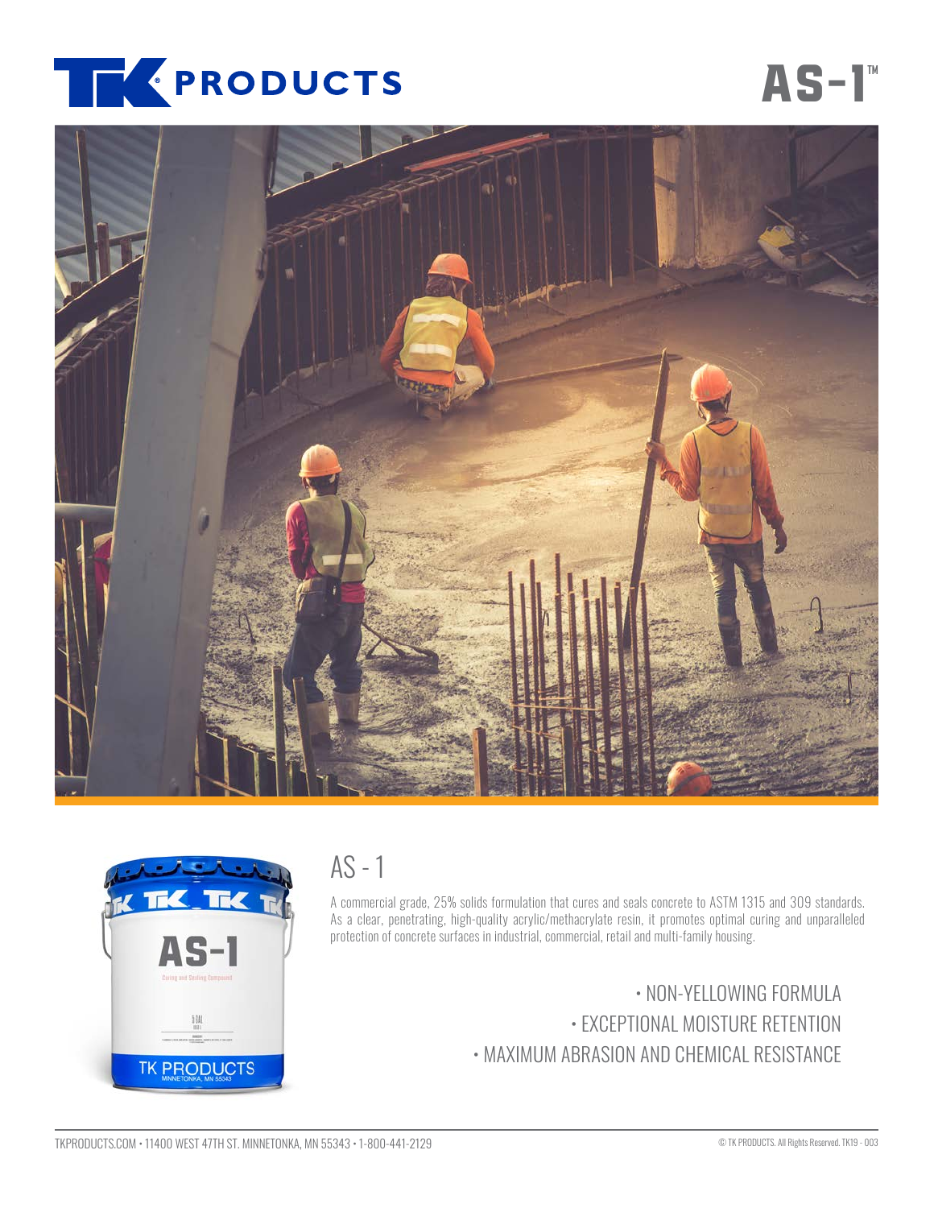# TK PRODUCTS

# AS-1™

## AS - 1

A commercial grade, 25% solids formulation that cures and seals concrete to ASTM 1315 and 309 standards. As a clear, penetrating, high-quality acrylic/methacrylate resin, it promotes optimal curing and unparalleled protection of concrete surfaces in industrial, commercial, retail and multi-family housing.

- NON-YELLOWING FORMULA
- EXCEPTIONAL MOISTURE RETENTION
- MAXIMUM ABRASION AND CHEMICAL RESISTANCE

TKPRODUCTS.COM • 11400 WEST 47TH ST. MINNETONKA, MN 55343 • 1-800-441-2129

© TK PRODUCTS. All Rights Reserved. TK19 - 003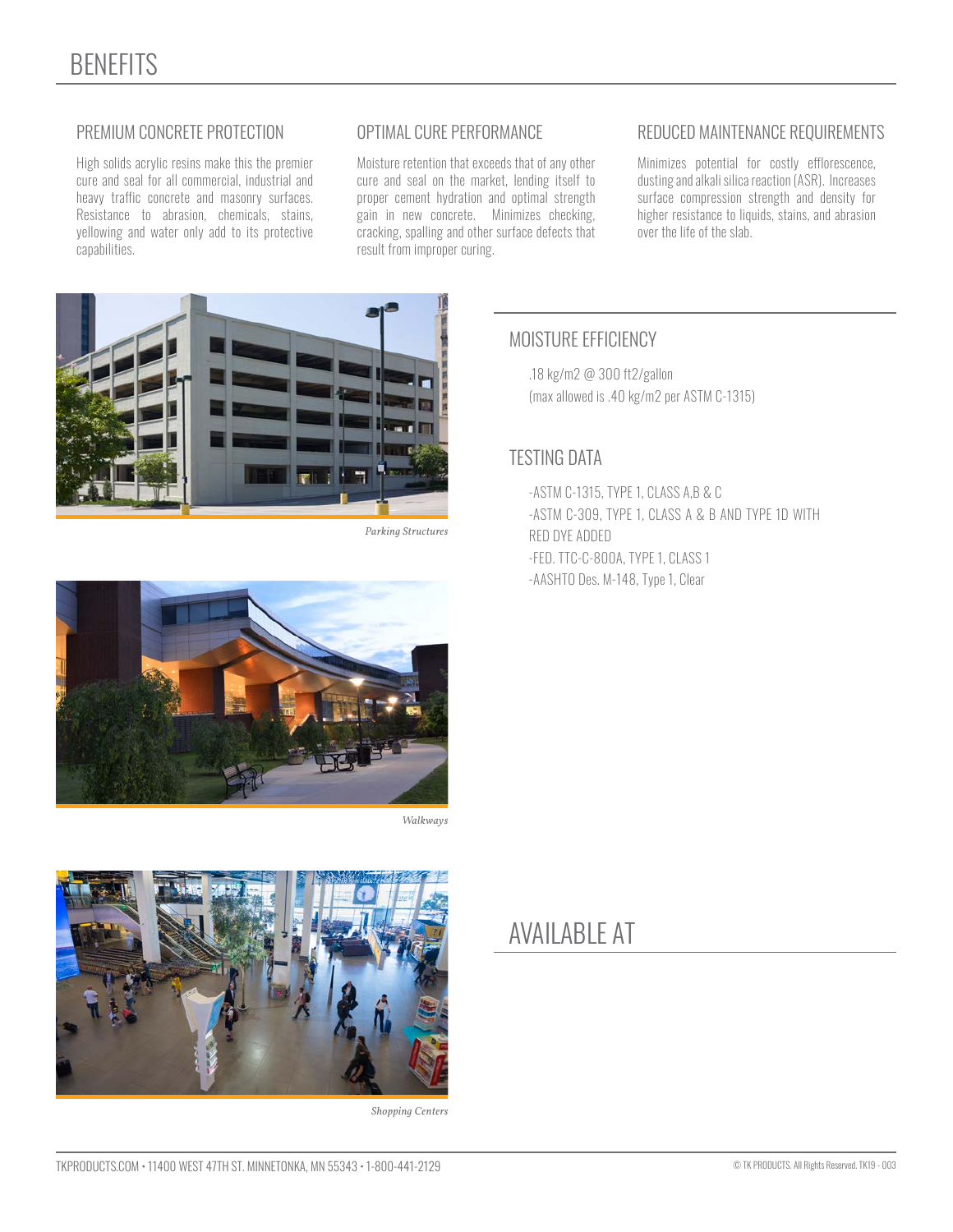# BENEFITS

## PREMIUM CONCRETE PROTECTION

High solids acrylic resins make this the premier cure and seal for all commercial, industrial and heavy traffic concrete and masonry surfaces. Resistance to abrasion, chemicals, stains, yellowing and water only add to its protective capabilities.

## OPTIMAL CURE PERFORMANCE

Moisture retention that exceeds that of any other cure and seal on the market, lending itself to proper cement hydration and optimal strength gain in new concrete. Minimizes checking, cracking, spalling and other surface defects that result from improper curing.

## REDUCED MAINTENANCE REQUIREMENTS

Minimizes potential for costly efflorescence, dusting and alkali silica reaction (ASR). Increases surface compression strength and density for higher resistance to liquids, stains, and abrasion over the life of the slab.

*Parking Structures*

*Walkways*

*Shopping Centers*

## MOISTURE EFFICIENCY

.18 kg/m2 @ 300 ft2/gallon
(max allowed is .40 kg/m2 per ASTM C-1315)

## TESTING DATA

-ASTM C-1315, TYPE 1, CLASS A,B & C
-ASTM C-309, TYPE 1, CLASS A & B AND TYPE 1D WITH RED DYE ADDED
-FED. TTC-C-800A, TYPE 1, CLASS 1
-AASHTO Des. M-148, Type 1, Clear

# AVAILABLE AT

TKPRODUCTS.COM • 11400 WEST 47TH ST. MINNETONKA, MN 55343 • 1-800-441-2129

© TK PRODUCTS. All Rights Reserved. TK19 - 003